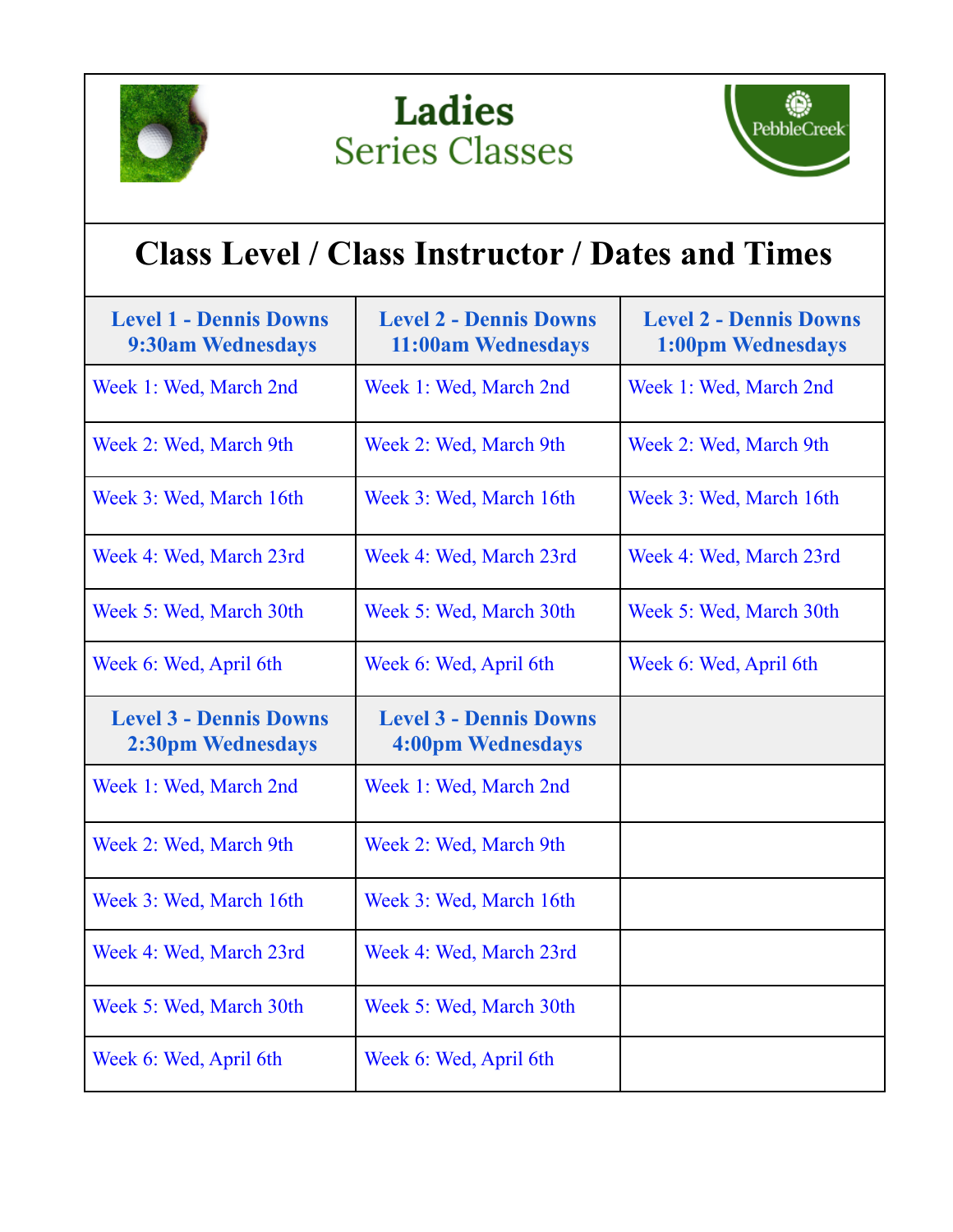# Ladies Series Classes

PebbleCreek

## Class Level / Class Instructor / Dates and Times

| Level 1 - Dennis Downs 9:30am Wednesdays | Level 2 - Dennis Downs 11:00am Wednesdays | Level 2 - Dennis Downs 1:00pm Wednesdays |
|---|---|---|
| Week 1: Wed, March 2nd | Week 1: Wed, March 2nd | Week 1: Wed, March 2nd |
| Week 2: Wed, March 9th | Week 2: Wed, March 9th | Week 2: Wed, March 9th |
| Week 3: Wed, March 16th | Week 3: Wed, March 16th | Week 3: Wed, March 16th |
| Week 4: Wed, March 23rd | Week 4: Wed, March 23rd | Week 4: Wed, March 23rd |
| Week 5: Wed, March 30th | Week 5: Wed, March 30th | Week 5: Wed, March 30th |
| Week 6: Wed, April 6th | Week 6: Wed, April 6th | Week 6: Wed, April 6th |
| **Level 3 - Dennis Downs 2:30pm Wednesdays** | **Level 3 - Dennis Downs 4:00pm Wednesdays** | |
| Week 1: Wed, March 2nd | Week 1: Wed, March 2nd | |
| Week 2: Wed, March 9th | Week 2: Wed, March 9th | |
| Week 3: Wed, March 16th | Week 3: Wed, March 16th | |
| Week 4: Wed, March 23rd | Week 4: Wed, March 23rd | |
| Week 5: Wed, March 30th | Week 5: Wed, March 30th | |
| Week 6: Wed, April 6th | Week 6: Wed, April 6th | |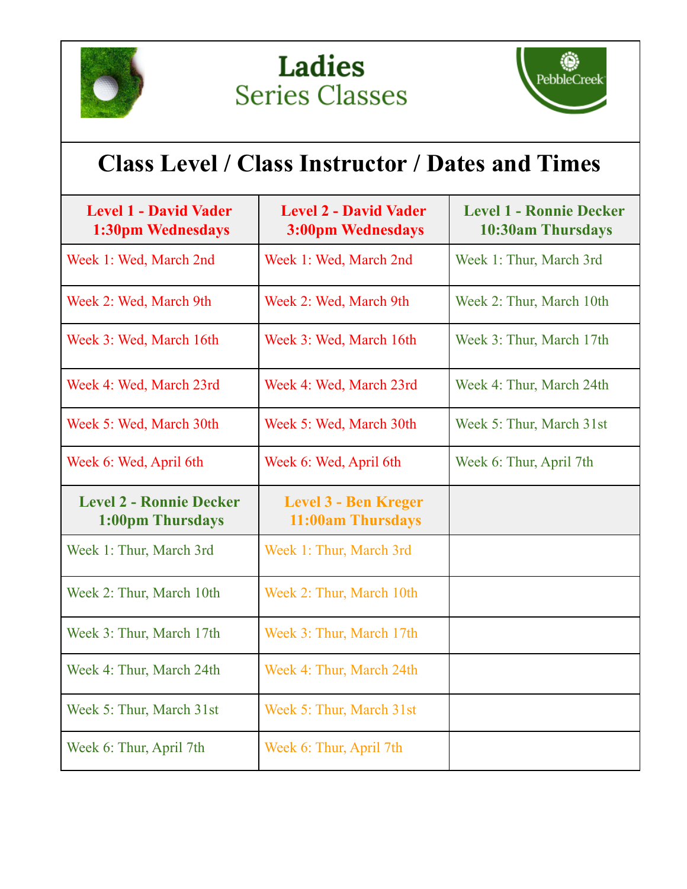# Ladies Series Classes

PebbleCreek

## Class Level / Class Instructor / Dates and Times

| Level 1 - David Vader 1:30pm Wednesdays | Level 2 - David Vader 3:00pm Wednesdays | Level 1 - Ronnie Decker 10:30am Thursdays |
|---|---|---|
| Week 1: Wed, March 2nd | Week 1: Wed, March 2nd | Week 1: Thur, March 3rd |
| Week 2: Wed, March 9th | Week 2: Wed, March 9th | Week 2: Thur, March 10th |
| Week 3: Wed, March 16th | Week 3: Wed, March 16th | Week 3: Thur, March 17th |
| Week 4: Wed, March 23rd | Week 4: Wed, March 23rd | Week 4: Thur, March 24th |
| Week 5: Wed, March 30th | Week 5: Wed, March 30th | Week 5: Thur, March 31st |
| Week 6: Wed, April 6th | Week 6: Wed, April 6th | Week 6: Thur, April 7th |
| **Level 2 - Ronnie Decker 1:00pm Thursdays** | **Level 3 - Ben Kreger 11:00am Thursdays** | |
| Week 1: Thur, March 3rd | Week 1: Thur, March 3rd | |
| Week 2: Thur, March 10th | Week 2: Thur, March 10th | |
| Week 3: Thur, March 17th | Week 3: Thur, March 17th | |
| Week 4: Thur, March 24th | Week 4: Thur, March 24th | |
| Week 5: Thur, March 31st | Week 5: Thur, March 31st | |
| Week 6: Thur, April 7th | Week 6: Thur, April 7th | |